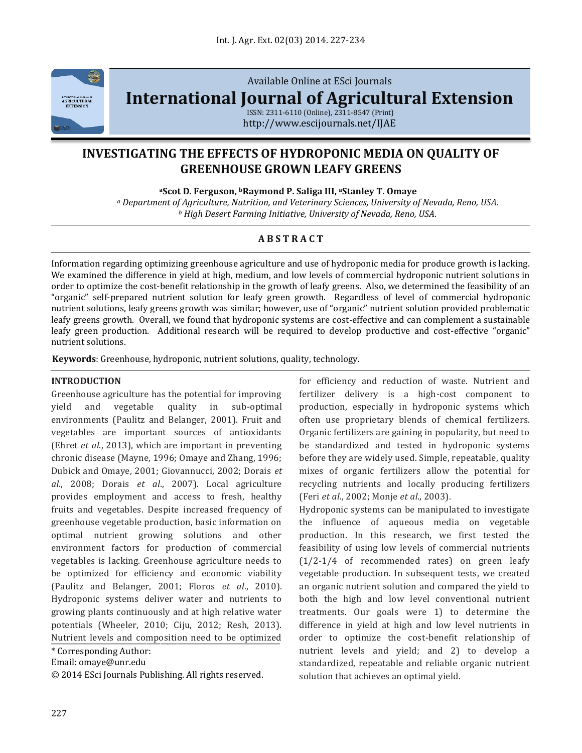Available Online at ESci Journals

**International Journal of Agricultural Extension**

ISSN: 2311-6110 (Online), 2311-8547 (Print)
http://www.escijournals.net/IJAE

# INVESTIGATING THE EFFECTS OF HYDROPONIC MEDIA ON QUALITY OF GREENHOUSE GROWN LEAFY GREENS

**[a]Scot D. Ferguson, [b]Raymond P. Saliga III, [a]Stanley T. Omaye**

[a] *Department of Agriculture, Nutrition, and Veterinary Sciences, University of Nevada, Reno, USA.*
[b] *High Desert Farming Initiative, University of Nevada, Reno, USA.*

## A B S T R A C T

Information regarding optimizing greenhouse agriculture and use of hydroponic media for produce growth is lacking. We examined the difference in yield at high, medium, and low levels of commercial hydroponic nutrient solutions in order to optimize the cost-benefit relationship in the growth of leafy greens. Also, we determined the feasibility of an "organic" self-prepared nutrient solution for leafy green growth. Regardless of level of commercial hydroponic nutrient solutions, leafy greens growth was similar; however, use of "organic" nutrient solution provided problematic leafy greens growth. Overall, we found that hydroponic systems are cost-effective and can complement a sustainable leafy green production. Additional research will be required to develop productive and cost-effective "organic" nutrient solutions.

**Keywords**: Greenhouse, hydroponic, nutrient solutions, quality, technology.

## INTRODUCTION

Greenhouse agriculture has the potential for improving yield and vegetable quality in sub-optimal environments (Paulitz and Belanger, 2001). Fruit and vegetables are important sources of antioxidants (Ehret *et al*., 2013), which are important in preventing chronic disease (Mayne, 1996; Omaye and Zhang, 1996; Dubick and Omaye, 2001; Giovannucci, 2002; Dorais *et al*., 2008; Dorais *et al*., 2007). Local agriculture provides employment and access to fresh, healthy fruits and vegetables. Despite increased frequency of greenhouse vegetable production, basic information on optimal nutrient growing solutions and other environment factors for production of commercial vegetables is lacking. Greenhouse agriculture needs to be optimized for efficiency and economic viability (Paulitz and Belanger, 2001; Floros *et al*., 2010). Hydroponic systems deliver water and nutrients to growing plants continuously and at high relative water potentials (Wheeler, 2010; Ciju, 2012; Resh, 2013). Nutrient levels and composition need to be optimized for efficiency and reduction of waste. Nutrient and fertilizer delivery is a high-cost component to production, especially in hydroponic systems which often use proprietary blends of chemical fertilizers. Organic fertilizers are gaining in popularity, but need to be standardized and tested in hydroponic systems before they are widely used. Simple, repeatable, quality mixes of organic fertilizers allow the potential for recycling nutrients and locally producing fertilizers (Feri *et al*., 2002; Monje *et al*., 2003).

Hydroponic systems can be manipulated to investigate the influence of aqueous media on vegetable production. In this research, we first tested the feasibility of using low levels of commercial nutrients (1/2-1/4 of recommended rates) on green leafy vegetable production. In subsequent tests, we created an organic nutrient solution and compared the yield to both the high and low level conventional nutrient treatments. Our goals were 1) to determine the difference in yield at high and low level nutrients in order to optimize the cost-benefit relationship of nutrient levels and yield; and 2) to develop a standardized, repeatable and reliable organic nutrient solution that achieves an optimal yield.

\* Corresponding Author:
Email: omaye@unr.edu
© 2014 ESci Journals Publishing. All rights reserved.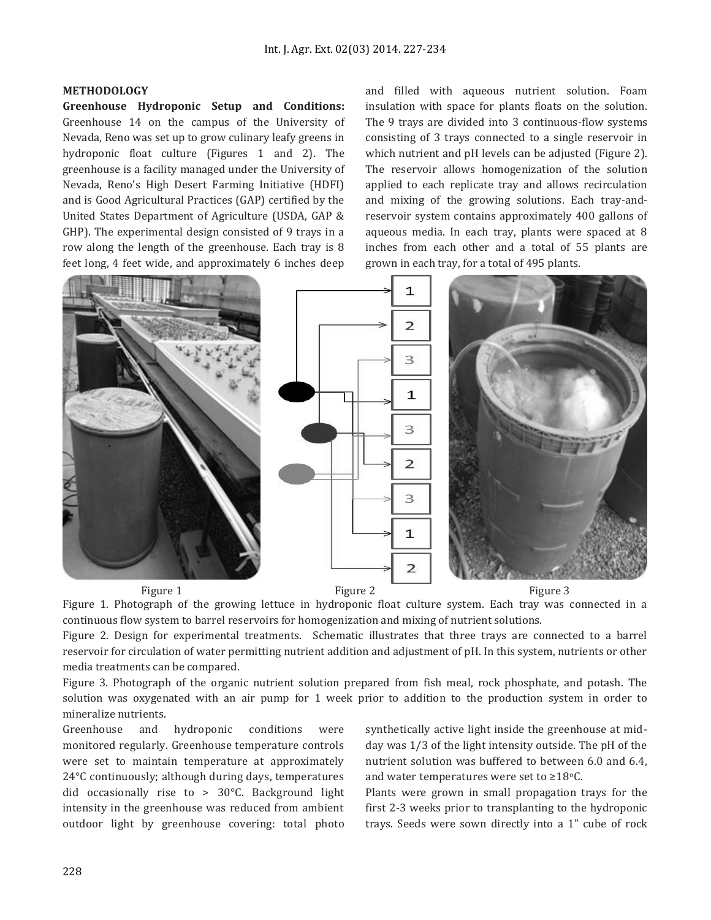## METHODOLOGY

**Greenhouse Hydroponic Setup and Conditions:** Greenhouse 14 on the campus of the University of Nevada, Reno was set up to grow culinary leafy greens in hydroponic float culture (Figures 1 and 2). The greenhouse is a facility managed under the University of Nevada, Reno's High Desert Farming Initiative (HDFI) and is Good Agricultural Practices (GAP) certified by the United States Department of Agriculture (USDA, GAP & GHP). The experimental design consisted of 9 trays in a row along the length of the greenhouse. Each tray is 8 feet long, 4 feet wide, and approximately 6 inches deep and filled with aqueous nutrient solution. Foam insulation with space for plants floats on the solution. The 9 trays are divided into 3 continuous-flow systems consisting of 3 trays connected to a single reservoir in which nutrient and pH levels can be adjusted (Figure 2). The reservoir allows homogenization of the solution applied to each replicate tray and allows recirculation and mixing of the growing solutions. Each tray-and-reservoir system contains approximately 400 gallons of aqueous media. In each tray, plants were spaced at 8 inches from each other and a total of 55 plants are grown in each tray, for a total of 495 plants.

Figure 1 Figure 2 Figure 3

Figure 1. Photograph of the growing lettuce in hydroponic float culture system. Each tray was connected in a continuous flow system to barrel reservoirs for homogenization and mixing of nutrient solutions.

Figure 2. Design for experimental treatments. Schematic illustrates that three trays are connected to a barrel reservoir for circulation of water permitting nutrient addition and adjustment of pH. In this system, nutrients or other media treatments can be compared.

Figure 3. Photograph of the organic nutrient solution prepared from fish meal, rock phosphate, and potash. The solution was oxygenated with an air pump for 1 week prior to addition to the production system in order to mineralize nutrients.

Greenhouse and hydroponic conditions were monitored regularly. Greenhouse temperature controls were set to maintain temperature at approximately 24°C continuously; although during days, temperatures did occasionally rise to > 30°C. Background light intensity in the greenhouse was reduced from ambient outdoor light by greenhouse covering: total photo synthetically active light inside the greenhouse at mid-day was 1/3 of the light intensity outside. The pH of the nutrient solution was buffered to between 6.0 and 6.4, and water temperatures were set to ≥18°C.

Plants were grown in small propagation trays for the first 2-3 weeks prior to transplanting to the hydroponic trays. Seeds were sown directly into a 1" cube of rock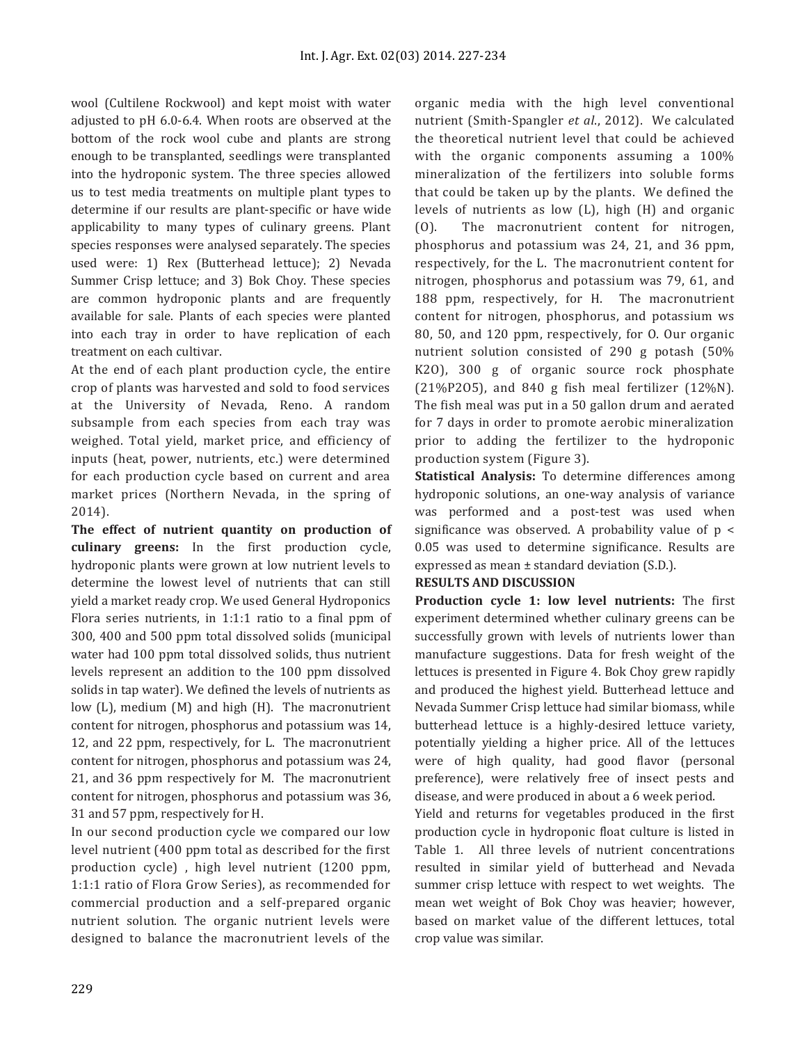wool (Cultilene Rockwool) and kept moist with water adjusted to pH 6.0-6.4. When roots are observed at the bottom of the rock wool cube and plants are strong enough to be transplanted, seedlings were transplanted into the hydroponic system. The three species allowed us to test media treatments on multiple plant types to determine if our results are plant-specific or have wide applicability to many types of culinary greens. Plant species responses were analysed separately. The species used were: 1) Rex (Butterhead lettuce); 2) Nevada Summer Crisp lettuce; and 3) Bok Choy. These species are common hydroponic plants and are frequently available for sale. Plants of each species were planted into each tray in order to have replication of each treatment on each cultivar.

At the end of each plant production cycle, the entire crop of plants was harvested and sold to food services at the University of Nevada, Reno. A random subsample from each species from each tray was weighed. Total yield, market price, and efficiency of inputs (heat, power, nutrients, etc.) were determined for each production cycle based on current and area market prices (Northern Nevada, in the spring of 2014).

**The effect of nutrient quantity on production of culinary greens:** In the first production cycle, hydroponic plants were grown at low nutrient levels to determine the lowest level of nutrients that can still yield a market ready crop. We used General Hydroponics Flora series nutrients, in 1:1:1 ratio to a final ppm of 300, 400 and 500 ppm total dissolved solids (municipal water had 100 ppm total dissolved solids, thus nutrient levels represent an addition to the 100 ppm dissolved solids in tap water). We defined the levels of nutrients as low (L), medium (M) and high (H). The macronutrient content for nitrogen, phosphorus and potassium was 14, 12, and 22 ppm, respectively, for L. The macronutrient content for nitrogen, phosphorus and potassium was 24, 21, and 36 ppm respectively for M. The macronutrient content for nitrogen, phosphorus and potassium was 36, 31 and 57 ppm, respectively for H.

In our second production cycle we compared our low level nutrient (400 ppm total as described for the first production cycle) , high level nutrient (1200 ppm, 1:1:1 ratio of Flora Grow Series), as recommended for commercial production and a self-prepared organic nutrient solution. The organic nutrient levels were designed to balance the macronutrient levels of the organic media with the high level conventional nutrient (Smith-Spangler *et al.*, 2012). We calculated the theoretical nutrient level that could be achieved with the organic components assuming a 100% mineralization of the fertilizers into soluble forms that could be taken up by the plants. We defined the levels of nutrients as low (L), high (H) and organic (O). The macronutrient content for nitrogen, phosphorus and potassium was 24, 21, and 36 ppm, respectively, for the L. The macronutrient content for nitrogen, phosphorus and potassium was 79, 61, and 188 ppm, respectively, for H. The macronutrient content for nitrogen, phosphorus, and potassium ws 80, 50, and 120 ppm, respectively, for O. Our organic nutrient solution consisted of 290 g potash (50% $K_2O$), 300 g of organic source rock phosphate (21%$P_2O_5$), and 840 g fish meal fertilizer (12%N). The fish meal was put in a 50 gallon drum and aerated for 7 days in order to promote aerobic mineralization prior to adding the fertilizer to the hydroponic production system (Figure 3).

**Statistical Analysis:** To determine differences among hydroponic solutions, an one-way analysis of variance was performed and a post-test was used when significance was observed. A probability value of $p < 0.05$ was used to determine significance. Results are expressed as mean ± standard deviation (S.D.).

## RESULTS AND DISCUSSION

**Production cycle 1: low level nutrients:** The first experiment determined whether culinary greens can be successfully grown with levels of nutrients lower than manufacture suggestions. Data for fresh weight of the lettuces is presented in Figure 4. Bok Choy grew rapidly and produced the highest yield. Butterhead lettuce and Nevada Summer Crisp lettuce had similar biomass, while butterhead lettuce is a highly-desired lettuce variety, potentially yielding a higher price. All of the lettuces were of high quality, had good flavor (personal preference), were relatively free of insect pests and disease, and were produced in about a 6 week period.

Yield and returns for vegetables produced in the first production cycle in hydroponic float culture is listed in Table 1. All three levels of nutrient concentrations resulted in similar yield of butterhead and Nevada summer crisp lettuce with respect to wet weights. The mean wet weight of Bok Choy was heavier; however, based on market value of the different lettuces, total crop value was similar.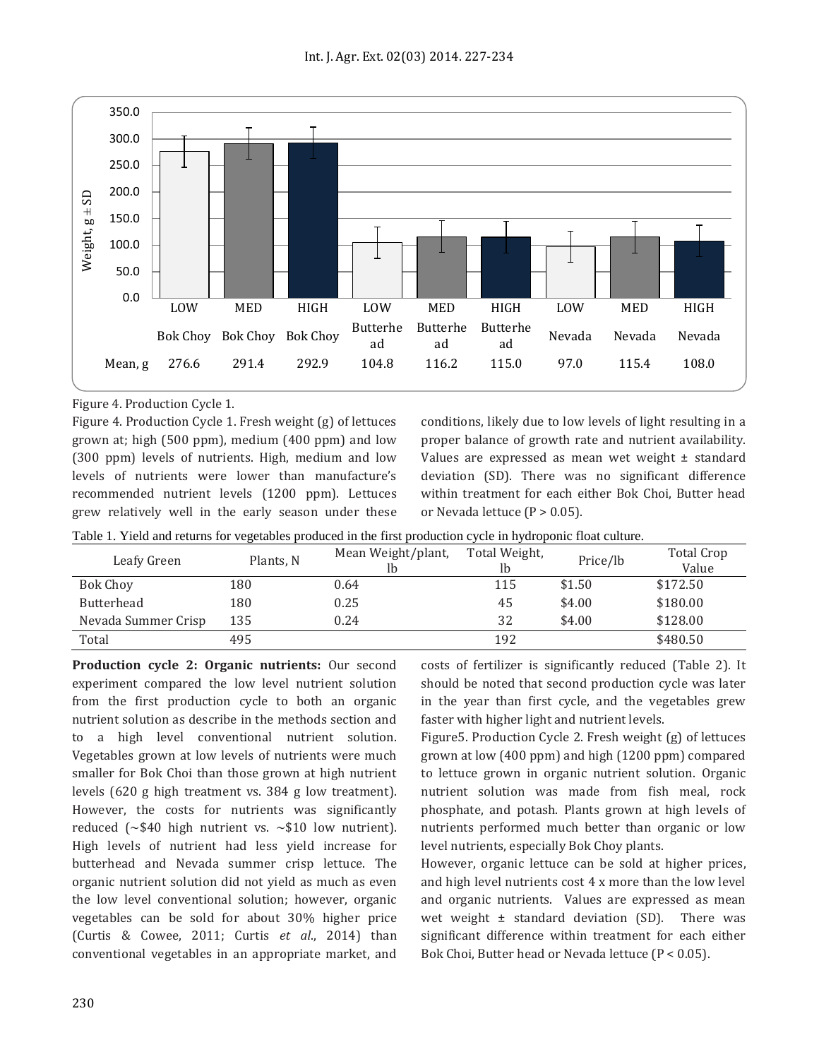Figure 4. Production Cycle 1.

Figure 4. Production Cycle 1. Fresh weight (g) of lettuces grown at; high (500 ppm), medium (400 ppm) and low (300 ppm) levels of nutrients. High, medium and low levels of nutrients were lower than manufacture's recommended nutrient levels (1200 ppm). Lettuces grew relatively well in the early season under these conditions, likely due to low levels of light resulting in a proper balance of growth rate and nutrient availability. Values are expressed as mean wet weight ± standard deviation (SD). There was no significant difference within treatment for each either Bok Choi, Butter head or Nevada lettuce (P > 0.05).

Table 1. Yield and returns for vegetables produced in the first production cycle in hydroponic float culture.

| Leafy Green | Plants, N | Mean Weight/plant, lb | Total Weight, lb | Price/lb | Total Crop Value |
|---|---|---|---|---|---|
| Bok Choy | 180 | 0.64 | 115 | $1.50 | $172.50 |
| Butterhead | 180 | 0.25 | 45 | $4.00 | $180.00 |
| Nevada Summer Crisp | 135 | 0.24 | 32 | $4.00 | $128.00 |
| Total | 495 | | 192 | | $480.50 |

**Production cycle 2: Organic nutrients:** Our second experiment compared the low level nutrient solution from the first production cycle to both an organic nutrient solution as describe in the methods section and to a high level conventional nutrient solution. Vegetables grown at low levels of nutrients were much smaller for Bok Choi than those grown at high nutrient levels (620 g high treatment vs. 384 g low treatment). However, the costs for nutrients was significantly reduced (~$40 high nutrient vs. ~$10 low nutrient). High levels of nutrient had less yield increase for butterhead and Nevada summer crisp lettuce. The organic nutrient solution did not yield as much as even the low level conventional solution; however, organic vegetables can be sold for about 30% higher price (Curtis & Cowee, 2011; Curtis *et al.*, 2014) than conventional vegetables in an appropriate market, and costs of fertilizer is significantly reduced (Table 2). It should be noted that second production cycle was later in the year than first cycle, and the vegetables grew faster with higher light and nutrient levels.

Figure5. Production Cycle 2. Fresh weight (g) of lettuces grown at low (400 ppm) and high (1200 ppm) compared to lettuce grown in organic nutrient solution. Organic nutrient solution was made from fish meal, rock phosphate, and potash. Plants grown at high levels of nutrients performed much better than organic or low level nutrients, especially Bok Choy plants.

However, organic lettuce can be sold at higher prices, and high level nutrients cost 4 x more than the low level and organic nutrients. Values are expressed as mean wet weight ± standard deviation (SD). There was significant difference within treatment for each either Bok Choi, Butter head or Nevada lettuce (P < 0.05).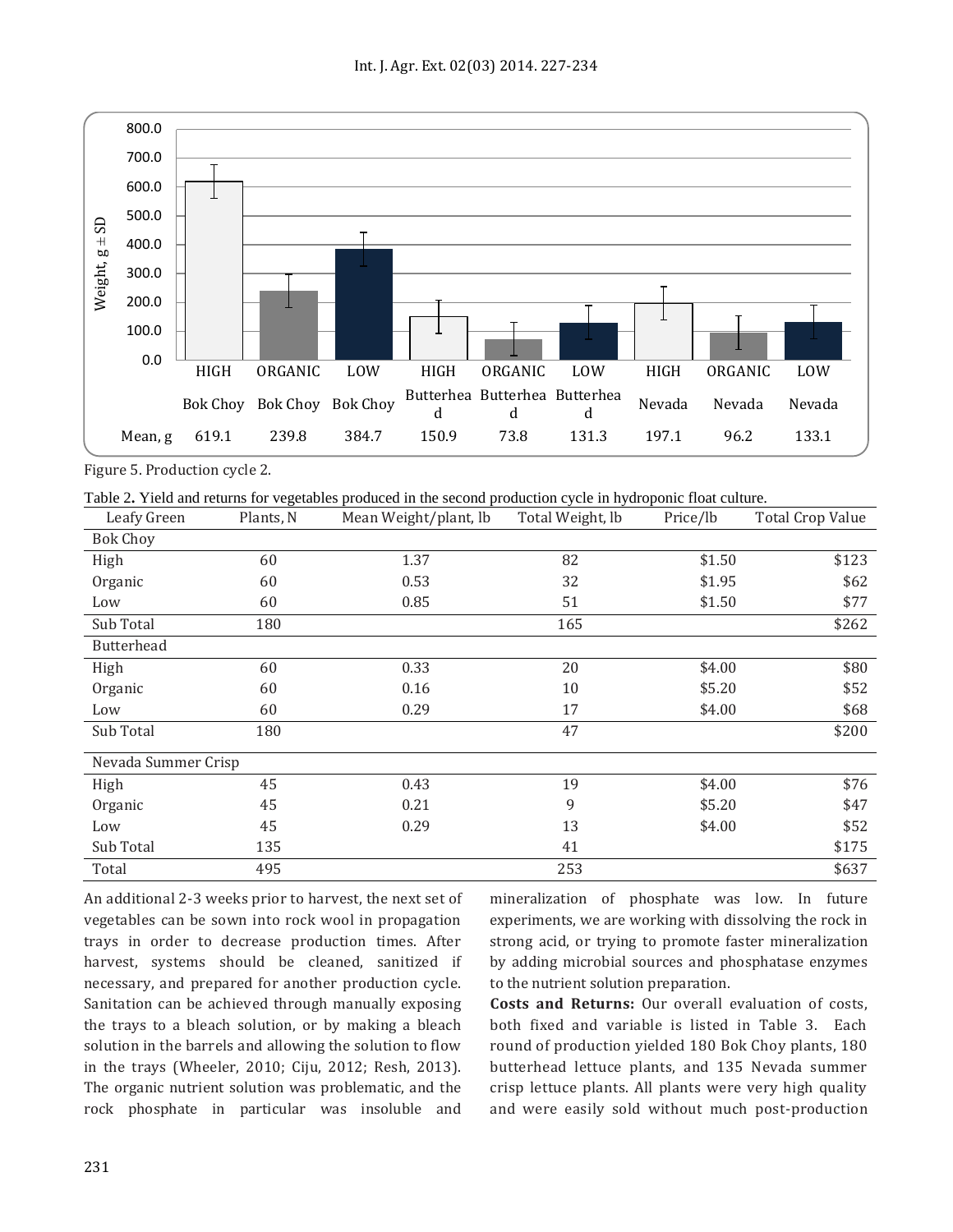| | HIGH | ORGANIC | LOW | HIGH | ORGANIC | LOW | HIGH | ORGANIC | LOW |
|---|---|---|---|---|---|---|---|---|---|
| | Bok Choy | Bok Choy | Bok Choy | Butterhead | Butterhead | Butterhead | Nevada | Nevada | Nevada |
| Mean, g | 619.1 | 239.8 | 384.7 | 150.9 | 73.8 | 131.3 | 197.1 | 96.2 | 133.1 |

Figure 5. Production cycle 2.

Table 2. Yield and returns for vegetables produced in the second production cycle in hydroponic float culture.

| Leafy Green | Plants, N | Mean Weight/plant, lb | Total Weight, lb | Price/lb | Total Crop Value |
|---|---|---|---|---|---|
| Bok Choy | | | | | |
| High | 60 | 1.37 | 82 | $1.50 | $123 |
| Organic | 60 | 0.53 | 32 | $1.95 | $62 |
| Low | 60 | 0.85 | 51 | $1.50 | $77 |
| Sub Total | 180 | | 165 | | $262 |
| Butterhead | | | | | |
| High | 60 | 0.33 | 20 | $4.00 | $80 |
| Organic | 60 | 0.16 | 10 | $5.20 | $52 |
| Low | 60 | 0.29 | 17 | $4.00 | $68 |
| Sub Total | 180 | | 47 | | $200 |
| Nevada Summer Crisp | | | | | |
| High | 45 | 0.43 | 19 | $4.00 | $76 |
| Organic | 45 | 0.21 | 9 | $5.20 | $47 |
| Low | 45 | 0.29 | 13 | $4.00 | $52 |
| Sub Total | 135 | | 41 | | $175 |
| Total | 495 | | 253 | | $637 |

An additional 2-3 weeks prior to harvest, the next set of vegetables can be sown into rock wool in propagation trays in order to decrease production times. After harvest, systems should be cleaned, sanitized if necessary, and prepared for another production cycle. Sanitation can be achieved through manually exposing the trays to a bleach solution, or by making a bleach solution in the barrels and allowing the solution to flow in the trays (Wheeler, 2010; Ciju, 2012; Resh, 2013). The organic nutrient solution was problematic, and the rock phosphate in particular was insoluble and mineralization of phosphate was low. In future experiments, we are working with dissolving the rock in strong acid, or trying to promote faster mineralization by adding microbial sources and phosphatase enzymes to the nutrient solution preparation.

**Costs and Returns:** Our overall evaluation of costs, both fixed and variable is listed in Table 3. Each round of production yielded 180 Bok Choy plants, 180 butterhead lettuce plants, and 135 Nevada summer crisp lettuce plants. All plants were very high quality and were easily sold without much post-production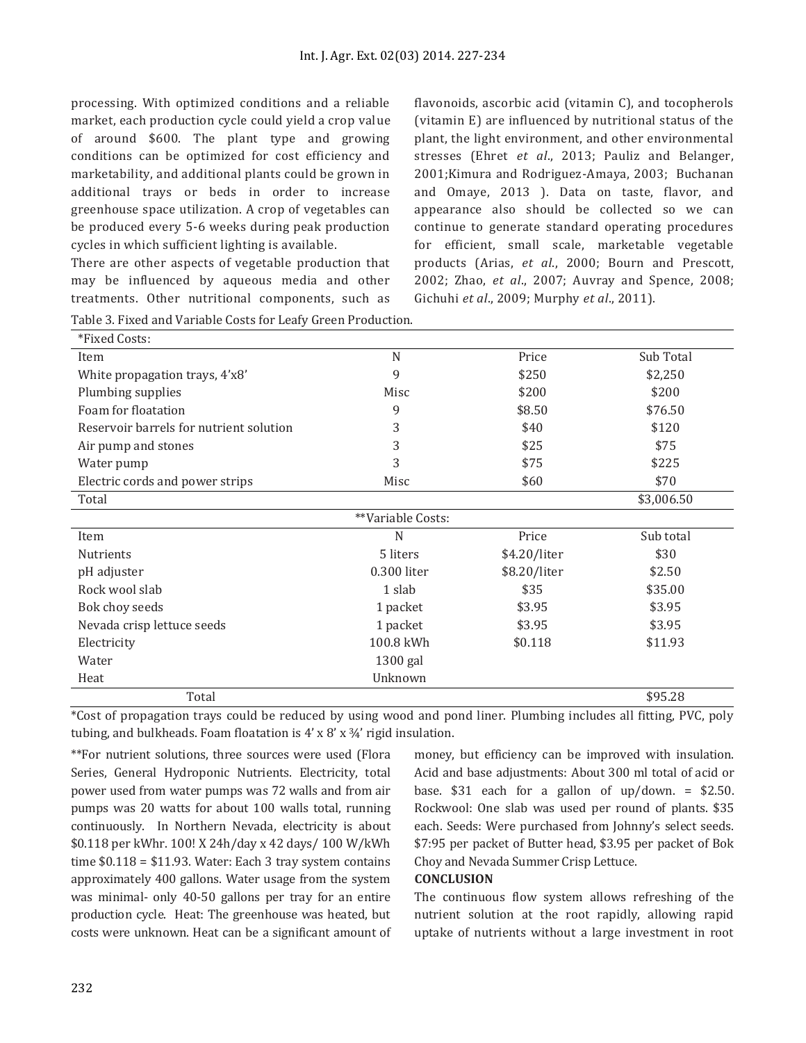processing. With optimized conditions and a reliable market, each production cycle could yield a crop value of around $600. The plant type and growing conditions can be optimized for cost efficiency and marketability, and additional plants could be grown in additional trays or beds in order to increase greenhouse space utilization. A crop of vegetables can be produced every 5-6 weeks during peak production cycles in which sufficient lighting is available.

There are other aspects of vegetable production that may be influenced by aqueous media and other treatments. Other nutritional components, such as flavonoids, ascorbic acid (vitamin C), and tocopherols (vitamin E) are influenced by nutritional status of the plant, the light environment, and other environmental stresses (Ehret *et al*., 2013; Pauliz and Belanger, 2001;Kimura and Rodriguez-Amaya, 2003; Buchanan and Omaye, 2013 ). Data on taste, flavor, and appearance also should be collected so we can continue to generate standard operating procedures for efficient, small scale, marketable vegetable products (Arias, *et al*., 2000; Bourn and Prescott, 2002; Zhao, *et al*., 2007; Auvray and Spence, 2008; Gichuhi *et al*., 2009; Murphy *et al*., 2011).

Table 3. Fixed and Variable Costs for Leafy Green Production.

| *Fixed Costs: | | | |
|---|---|---|---|
| Item | N | Price | Sub Total |
| White propagation trays, 4'x8' | 9 | $250 | $2,250 |
| Plumbing supplies | Misc | $200 | $200 |
| Foam for floatation | 9 | $8.50 | $76.50 |
| Reservoir barrels for nutrient solution | 3 | $40 | $120 |
| Air pump and stones | 3 | $25 | $75 |
| Water pump | 3 | $75 | $225 |
| Electric cords and power strips | Misc | $60 | $70 |
| Total | | | $3,006.50 |
| | **Variable Costs: | | |
| Item | N | Price | Sub total |
| Nutrients | 5 liters | $4.20/liter | $30 |
| pH adjuster | 0.300 liter | $8.20/liter | $2.50 |
| Rock wool slab | 1 slab | $35 | $35.00 |
| Bok choy seeds | 1 packet | $3.95 | $3.95 |
| Nevada crisp lettuce seeds | 1 packet | $3.95 | $3.95 |
| Electricity | 100.8 kWh | $0.118 | $11.93 |
| Water | 1300 gal | | |
| Heat | Unknown | | |
| Total | | | $95.28 |

*Cost of propagation trays could be reduced by using wood and pond liner. Plumbing includes all fitting, PVC, poly tubing, and bulkheads. Foam floatation is 4' x 8' x ¾' rigid insulation.

**For nutrient solutions, three sources were used (Flora Series, General Hydroponic Nutrients. Electricity, total power used from water pumps was 72 walls and from air pumps was 20 watts for about 100 walls total, running continuously. In Northern Nevada, electricity is about $0.118 per kWhr. 100! X 24h/day x 42 days/ 100 W/kWh time $0.118 = $11.93. Water: Each 3 tray system contains approximately 400 gallons. Water usage from the system was minimal- only 40-50 gallons per tray for an entire production cycle. Heat: The greenhouse was heated, but costs were unknown. Heat can be a significant amount of money, but efficiency can be improved with insulation. Acid and base adjustments: About 300 ml total of acid or base. $31 each for a gallon of up/down. = $2.50. Rockwool: One slab was used per round of plants. $35 each. Seeds: Were purchased from Johnny's select seeds. $7:95 per packet of Butter head, $3.95 per packet of Bok Choy and Nevada Summer Crisp Lettuce.

## CONCLUSION

The continuous flow system allows refreshing of the nutrient solution at the root rapidly, allowing rapid uptake of nutrients without a large investment in root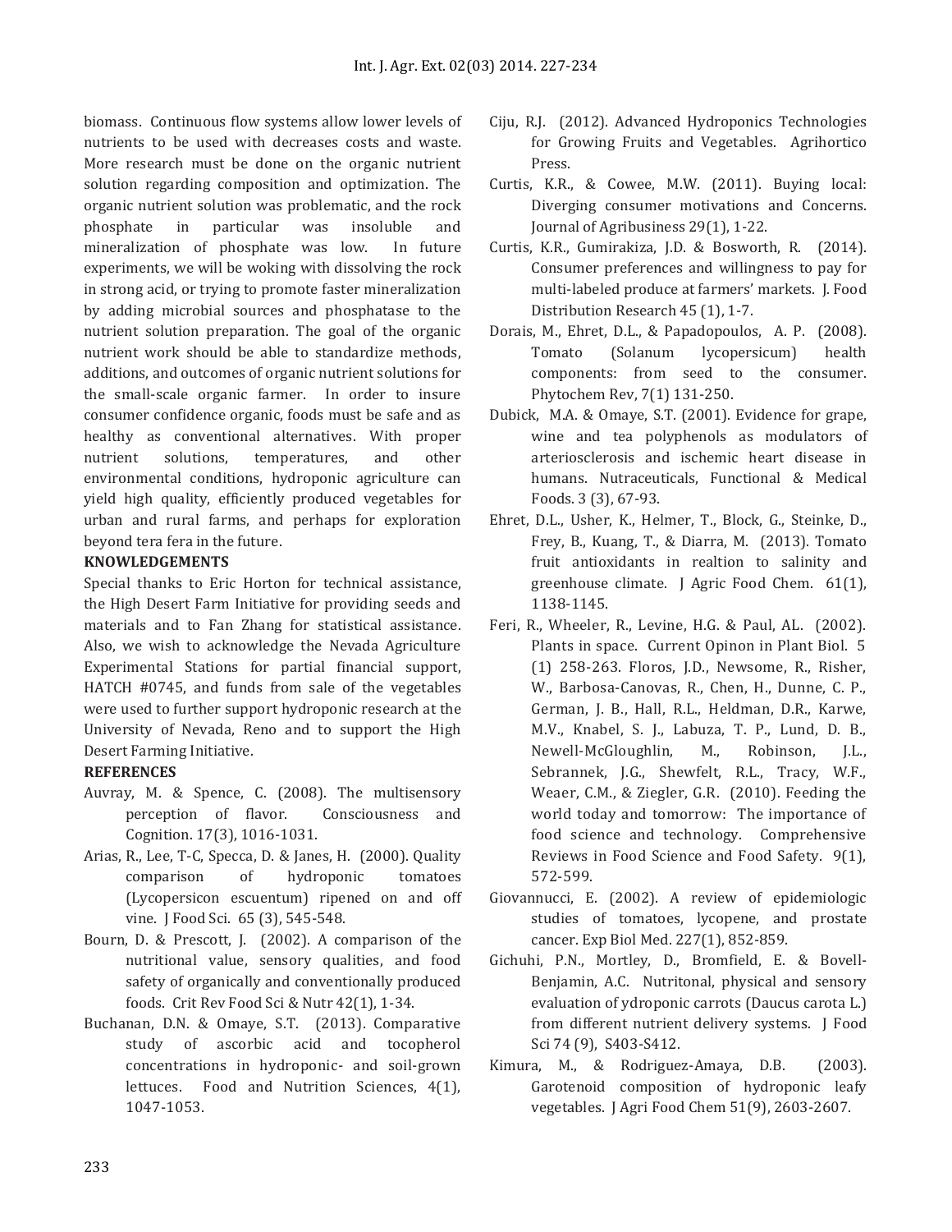biomass. Continuous flow systems allow lower levels of nutrients to be used with decreases costs and waste. More research must be done on the organic nutrient solution regarding composition and optimization. The organic nutrient solution was problematic, and the rock phosphate in particular was insoluble and mineralization of phosphate was low. In future experiments, we will be woking with dissolving the rock in strong acid, or trying to promote faster mineralization by adding microbial sources and phosphatase to the nutrient solution preparation. The goal of the organic nutrient work should be able to standardize methods, additions, and outcomes of organic nutrient solutions for the small-scale organic farmer. In order to insure consumer confidence organic, foods must be safe and as healthy as conventional alternatives. With proper nutrient solutions, temperatures, and other environmental conditions, hydroponic agriculture can yield high quality, efficiently produced vegetables for urban and rural farms, and perhaps for exploration beyond tera fera in the future.

**KNOWLEDGEMENTS**

Special thanks to Eric Horton for technical assistance, the High Desert Farm Initiative for providing seeds and materials and to Fan Zhang for statistical assistance. Also, we wish to acknowledge the Nevada Agriculture Experimental Stations for partial financial support, HATCH #0745, and funds from sale of the vegetables were used to further support hydroponic research at the University of Nevada, Reno and to support the High Desert Farming Initiative.

**REFERENCES**

Auvray, M. & Spence, C. (2008). The multisensory perception of flavor. Consciousness and Cognition. 17(3), 1016-1031.

Arias, R., Lee, T-C, Specca, D. & Janes, H. (2000). Quality comparison of hydroponic tomatoes (Lycopersicon escuentum) ripened on and off vine. J Food Sci. 65 (3), 545-548.

Bourn, D. & Prescott, J. (2002). A comparison of the nutritional value, sensory qualities, and food safety of organically and conventionally produced foods. Crit Rev Food Sci & Nutr 42(1), 1-34.

Buchanan, D.N. & Omaye, S.T. (2013). Comparative study of ascorbic acid and tocopherol concentrations in hydroponic- and soil-grown lettuces. Food and Nutrition Sciences, 4(1), 1047-1053.

Ciju, R.J. (2012). Advanced Hydroponics Technologies for Growing Fruits and Vegetables. Agrihortico Press.

Curtis, K.R., & Cowee, M.W. (2011). Buying local: Diverging consumer motivations and Concerns. Journal of Agribusiness 29(1), 1-22.

Curtis, K.R., Gumirakiza, J.D. & Bosworth, R. (2014). Consumer preferences and willingness to pay for multi-labeled produce at farmers' markets. J. Food Distribution Research 45 (1), 1-7.

Dorais, M., Ehret, D.L., & Papadopoulos, A. P. (2008). Tomato (Solanum lycopersicum) health components: from seed to the consumer. Phytochem Rev, 7(1) 131-250.

Dubick, M.A. & Omaye, S.T. (2001). Evidence for grape, wine and tea polyphenols as modulators of arteriosclerosis and ischemic heart disease in humans. Nutraceuticals, Functional & Medical Foods. 3 (3), 67-93.

Ehret, D.L., Usher, K., Helmer, T., Block, G., Steinke, D., Frey, B., Kuang, T., & Diarra, M. (2013). Tomato fruit antioxidants in realtion to salinity and greenhouse climate. J Agric Food Chem. 61(1), 1138-1145.

Feri, R., Wheeler, R., Levine, H.G. & Paul, AL. (2002). Plants in space. Current Opinon in Plant Biol. 5 (1) 258-263. Floros, J.D., Newsome, R., Risher, W., Barbosa-Canovas, R., Chen, H., Dunne, C. P., German, J. B., Hall, R.L., Heldman, D.R., Karwe, M.V., Knabel, S. J., Labuza, T. P., Lund, D. B., Newell-McGloughlin, M., Robinson, J.L., Sebrannek, J.G., Shewfelt, R.L., Tracy, W.F., Weaer, C.M., & Ziegler, G.R. (2010). Feeding the world today and tomorrow: The importance of food science and technology. Comprehensive Reviews in Food Science and Food Safety. 9(1), 572-599.

Giovannucci, E. (2002). A review of epidemiologic studies of tomatoes, lycopene, and prostate cancer. Exp Biol Med. 227(1), 852-859.

Gichuhi, P.N., Mortley, D., Bromfield, E. & Bovell-Benjamin, A.C. Nutritonal, physical and sensory evaluation of ydroponic carrots (Daucus carota L.) from different nutrient delivery systems. J Food Sci 74 (9), S403-S412.

Kimura, M., & Rodriguez-Amaya, D.B. (2003). Garotenoid composition of hydroponic leafy vegetables. J Agri Food Chem 51(9), 2603-2607.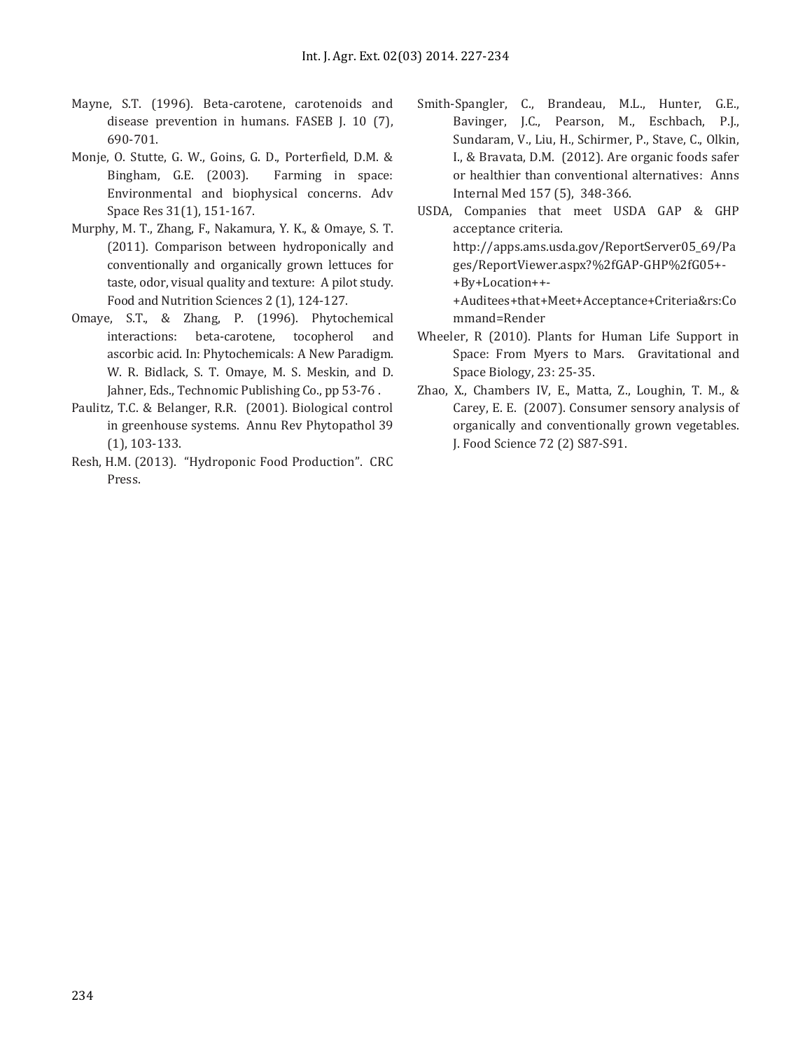Mayne, S.T. (1996). Beta-carotene, carotenoids and disease prevention in humans. FASEB J. 10 (7), 690-701.

Monje, O. Stutte, G. W., Goins, G. D., Porterfield, D.M. & Bingham, G.E. (2003). Farming in space: Environmental and biophysical concerns. Adv Space Res 31(1), 151-167.

Murphy, M. T., Zhang, F., Nakamura, Y. K., & Omaye, S. T. (2011). Comparison between hydroponically and conventionally and organically grown lettuces for taste, odor, visual quality and texture: A pilot study. Food and Nutrition Sciences 2 (1), 124-127.

Omaye, S.T., & Zhang, P. (1996). Phytochemical interactions: beta-carotene, tocopherol and ascorbic acid. In: Phytochemicals: A New Paradigm. W. R. Bidlack, S. T. Omaye, M. S. Meskin, and D. Jahner, Eds., Technomic Publishing Co., pp 53-76 .

Paulitz, T.C. & Belanger, R.R. (2001). Biological control in greenhouse systems. Annu Rev Phytopathol 39 (1), 103-133.

Resh, H.M. (2013). "Hydroponic Food Production". CRC Press.

Smith-Spangler, C., Brandeau, M.L., Hunter, G.E., Bavinger, J.C., Pearson, M., Eschbach, P.J., Sundaram, V., Liu, H., Schirmer, P., Stave, C., Olkin, I., & Bravata, D.M. (2012). Are organic foods safer or healthier than conventional alternatives: Anns Internal Med 157 (5), 348-366.

USDA, Companies that meet USDA GAP & GHP acceptance criteria. http://apps.ams.usda.gov/ReportServer05_69/Pages/ReportViewer.aspx?%2fGAP-GHP%2fG05+-+By+Location++-+Auditees+that+Meet+Acceptance+Criteria&rs:Command=Render

Wheeler, R (2010). Plants for Human Life Support in Space: From Myers to Mars. Gravitational and Space Biology, 23: 25-35.

Zhao, X., Chambers IV, E., Matta, Z., Loughin, T. M., & Carey, E. E. (2007). Consumer sensory analysis of organically and conventionally grown vegetables. J. Food Science 72 (2) S87-S91.